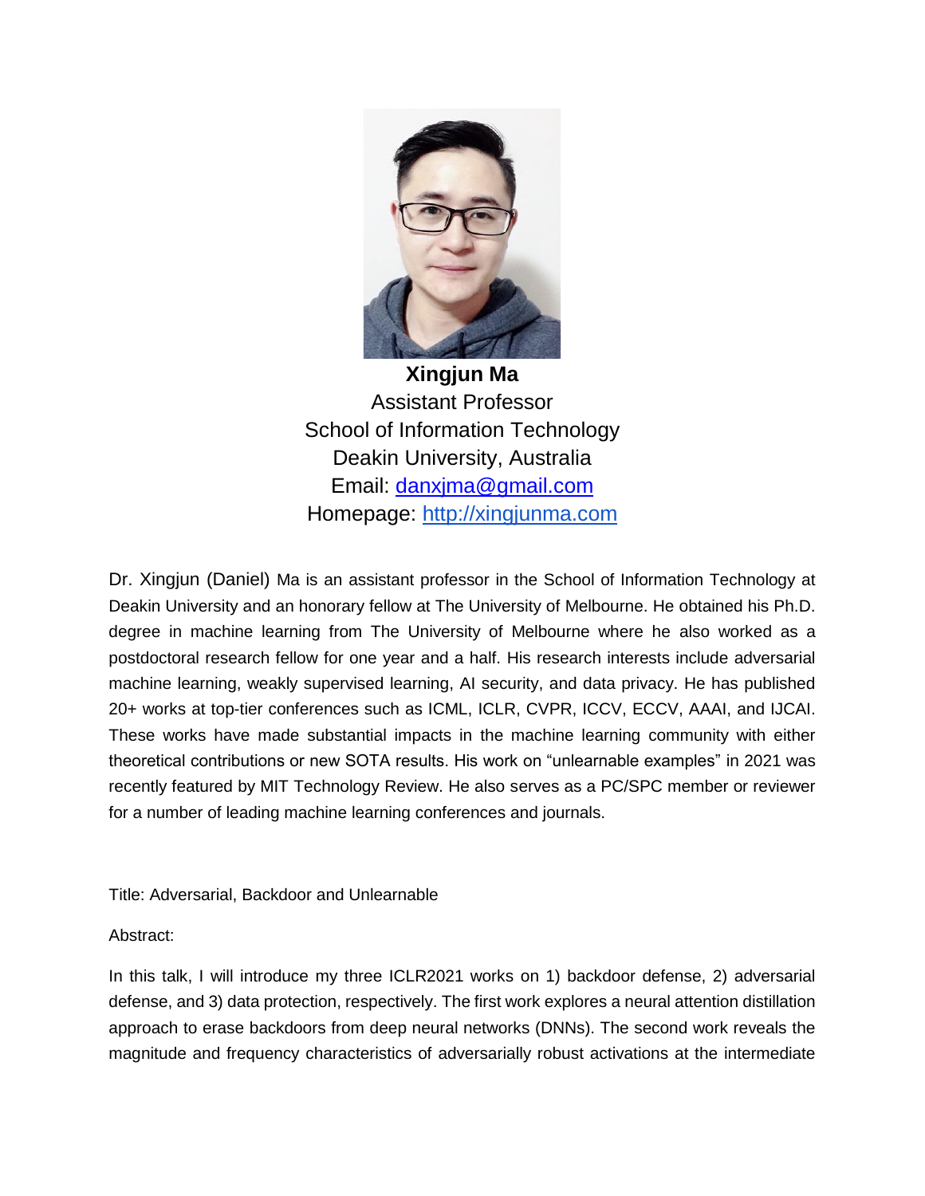**Xingjun Ma**
Assistant Professor
School of Information Technology
Deakin University, Australia
Email: danxjma@gmail.com
Homepage: http://xingjunma.com

Dr. Xingjun (Daniel) Ma is an assistant professor in the School of Information Technology at Deakin University and an honorary fellow at The University of Melbourne. He obtained his Ph.D. degree in machine learning from The University of Melbourne where he also worked as a postdoctoral research fellow for one year and a half. His research interests include adversarial machine learning, weakly supervised learning, AI security, and data privacy. He has published 20+ works at top-tier conferences such as ICML, ICLR, CVPR, ICCV, ECCV, AAAI, and IJCAI. These works have made substantial impacts in the machine learning community with either theoretical contributions or new SOTA results. His work on "unlearnable examples" in 2021 was recently featured by MIT Technology Review. He also serves as a PC/SPC member or reviewer for a number of leading machine learning conferences and journals.

Title: Adversarial, Backdoor and Unlearnable

Abstract:

In this talk, I will introduce my three ICLR2021 works on 1) backdoor defense, 2) adversarial defense, and 3) data protection, respectively. The first work explores a neural attention distillation approach to erase backdoors from deep neural networks (DNNs). The second work reveals the magnitude and frequency characteristics of adversarially robust activations at the intermediate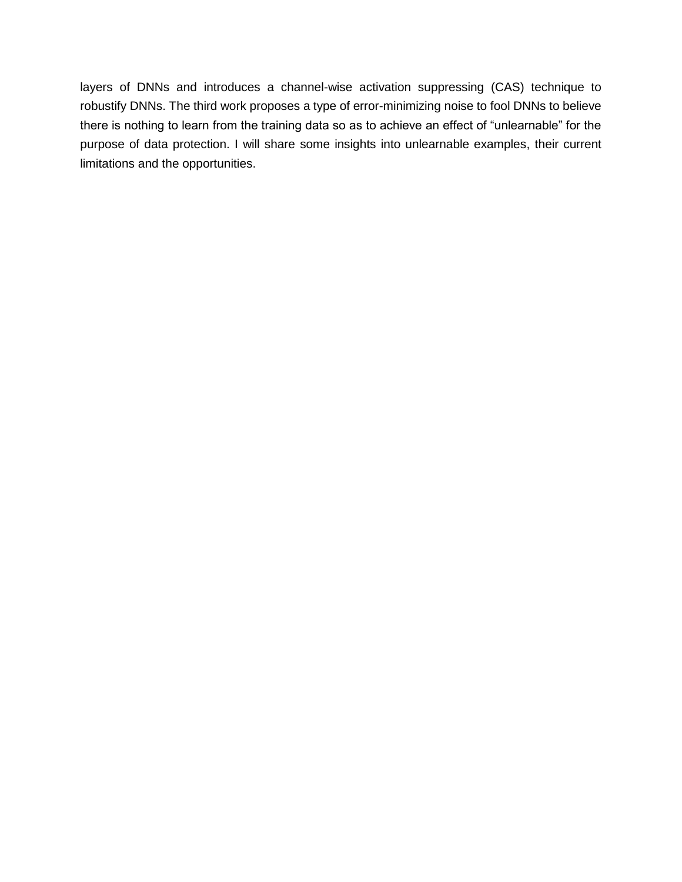layers of DNNs and introduces a channel-wise activation suppressing (CAS) technique to robustify DNNs. The third work proposes a type of error-minimizing noise to fool DNNs to believe there is nothing to learn from the training data so as to achieve an effect of “unlearnable” for the purpose of data protection. I will share some insights into unlearnable examples, their current limitations and the opportunities.